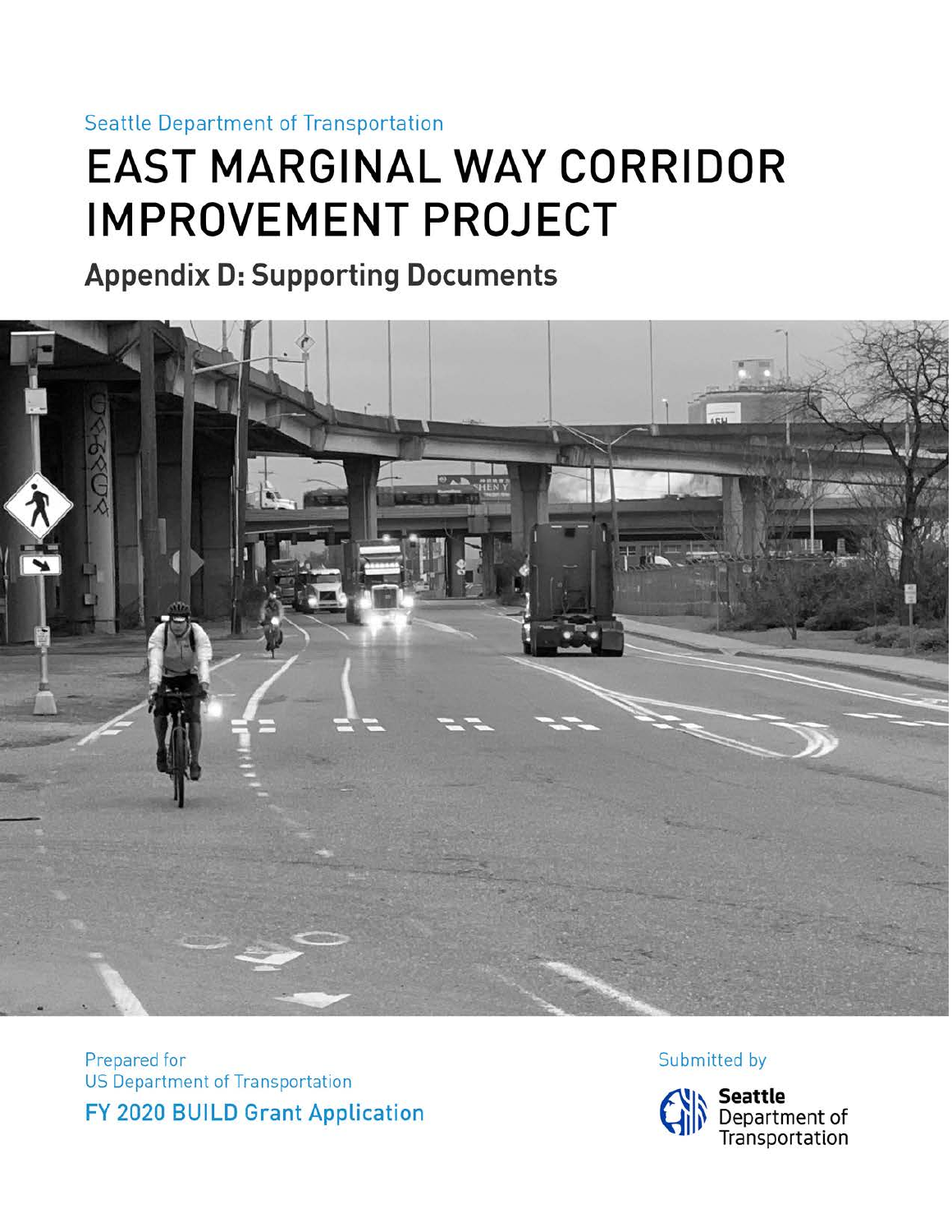Seattle Department of Transportation

# EAST MARGINAL WAY CORRIDOR IMPROVEMENT PROJECT

## Appendix D: Supporting Documents

Prepared for
US Department of Transportation

**FY 2020 BUILD Grant Application**

Submitted by

Seattle Department of Transportation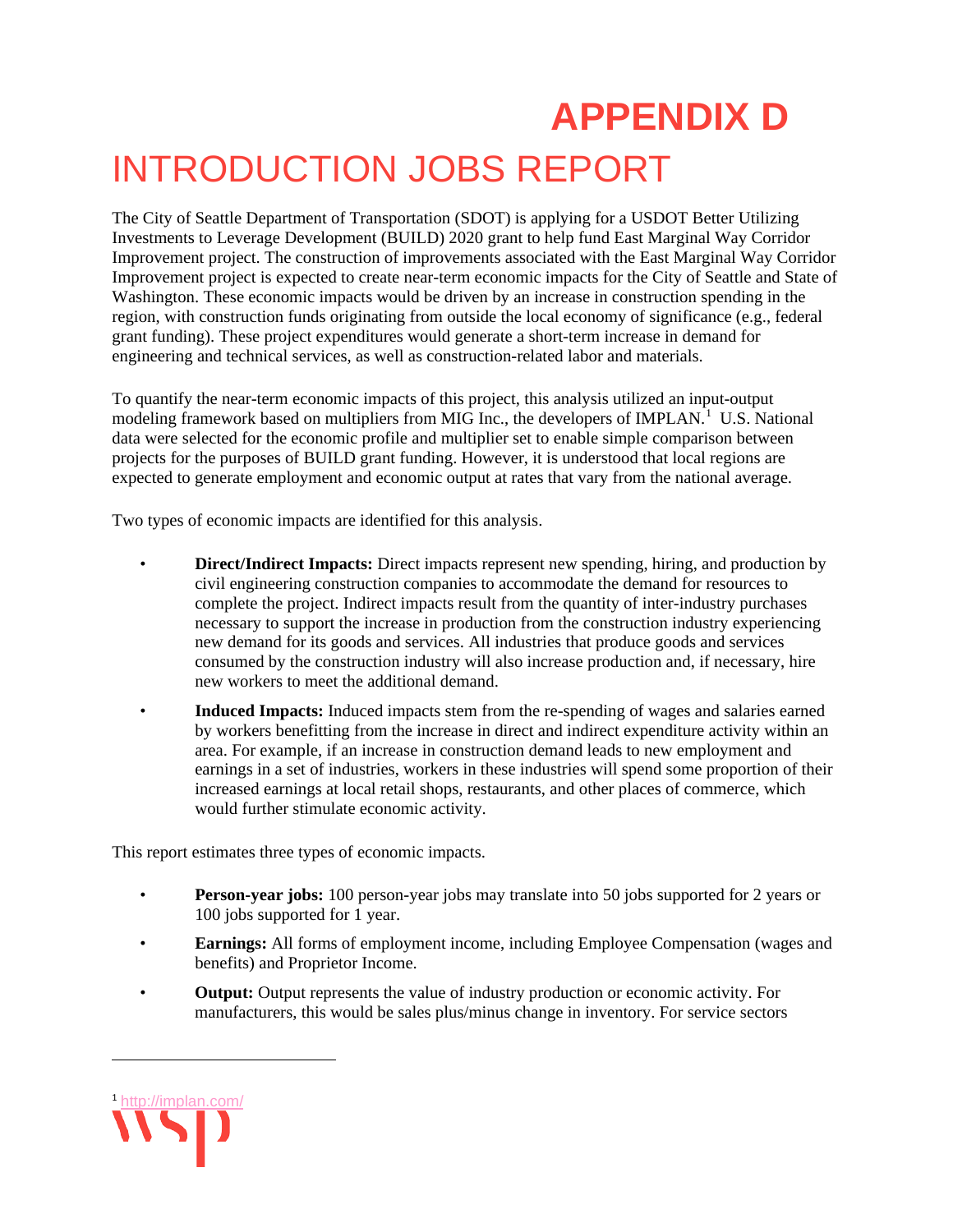# APPENDIX D

# INTRODUCTION JOBS REPORT

The City of Seattle Department of Transportation (SDOT) is applying for a USDOT Better Utilizing Investments to Leverage Development (BUILD) 2020 grant to help fund East Marginal Way Corridor Improvement project. The construction of improvements associated with the East Marginal Way Corridor Improvement project is expected to create near-term economic impacts for the City of Seattle and State of Washington. These economic impacts would be driven by an increase in construction spending in the region, with construction funds originating from outside the local economy of significance (e.g., federal grant funding). These project expenditures would generate a short-term increase in demand for engineering and technical services, as well as construction-related labor and materials.

To quantify the near-term economic impacts of this project, this analysis utilized an input-output modeling framework based on multipliers from MIG Inc., the developers of IMPLAN.[1] U.S. National data were selected for the economic profile and multiplier set to enable simple comparison between projects for the purposes of BUILD grant funding. However, it is understood that local regions are expected to generate employment and economic output at rates that vary from the national average.

Two types of economic impacts are identified for this analysis.

- **Direct/Indirect Impacts:** Direct impacts represent new spending, hiring, and production by civil engineering construction companies to accommodate the demand for resources to complete the project. Indirect impacts result from the quantity of inter-industry purchases necessary to support the increase in production from the construction industry experiencing new demand for its goods and services. All industries that produce goods and services consumed by the construction industry will also increase production and, if necessary, hire new workers to meet the additional demand.
- **Induced Impacts:** Induced impacts stem from the re-spending of wages and salaries earned by workers benefitting from the increase in direct and indirect expenditure activity within an area. For example, if an increase in construction demand leads to new employment and earnings in a set of industries, workers in these industries will spend some proportion of their increased earnings at local retail shops, restaurants, and other places of commerce, which would further stimulate economic activity.

This report estimates three types of economic impacts.

- **Person-year jobs:** 100 person-year jobs may translate into 50 jobs supported for 2 years or 100 jobs supported for 1 year.
- **Earnings:** All forms of employment income, including Employee Compensation (wages and benefits) and Proprietor Income.
- **Output:** Output represents the value of industry production or economic activity. For manufacturers, this would be sales plus/minus change in inventory. For service sectors

[1] http://implan.com/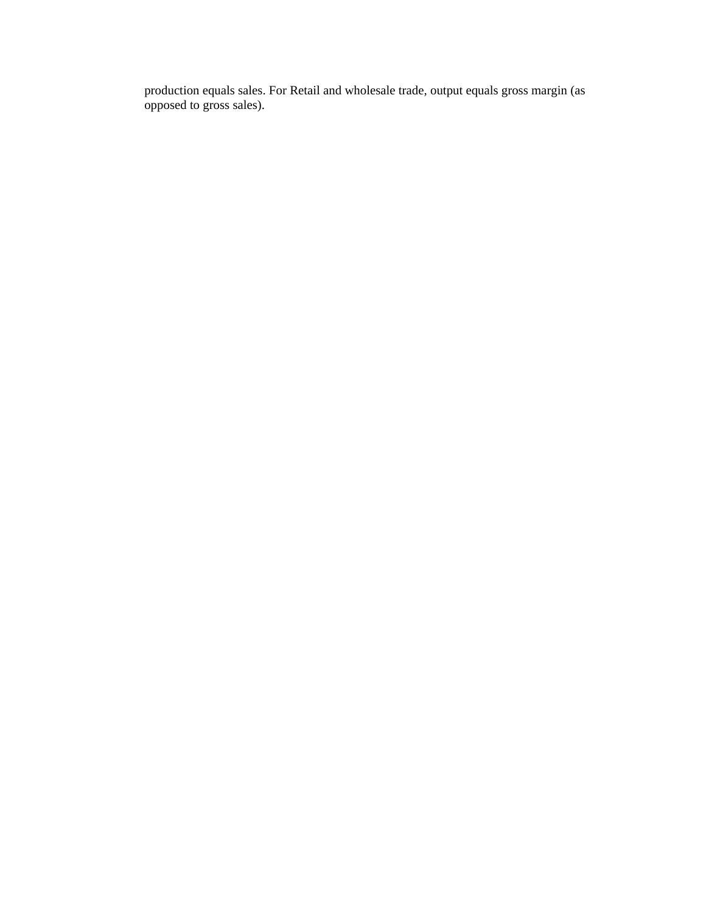production equals sales. For Retail and wholesale trade, output equals gross margin (as opposed to gross sales).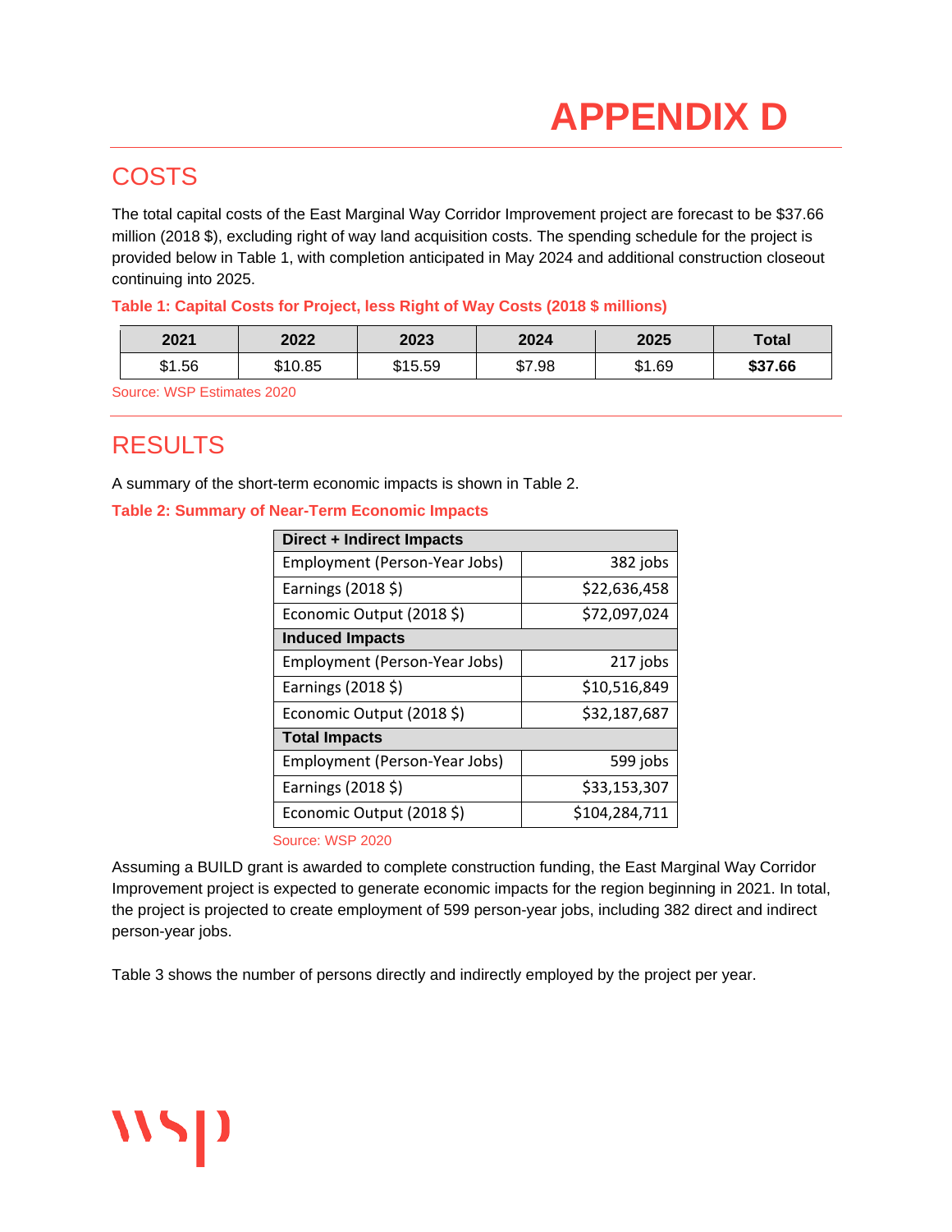# APPENDIX D

## COSTS

The total capital costs of the East Marginal Way Corridor Improvement project are forecast to be $37.66 million (2018 $), excluding right of way land acquisition costs. The spending schedule for the project is provided below in Table 1, with completion anticipated in May 2024 and additional construction closeout continuing into 2025.

**Table 1: Capital Costs for Project, less Right of Way Costs (2018 $ millions)**

| 2021 | 2022 | 2023 | 2024 | 2025 | Total |
|---|---|---|---|---|---|
| $1.56 | $10.85 | $15.59 | $7.98 | $1.69 | **$37.66** |

Source: WSP Estimates 2020

## RESULTS

A summary of the short-term economic impacts is shown in Table 2.

**Table 2: Summary of Near-Term Economic Impacts**

| **Direct + Indirect Impacts** | |
|---|---|
| Employment (Person-Year Jobs) | 382 jobs |
| Earnings (2018 $) | $22,636,458 |
| Economic Output (2018 $) | $72,097,024 |
| **Induced Impacts** | |
| Employment (Person-Year Jobs) | 217 jobs |
| Earnings (2018 $) | $10,516,849 |
| Economic Output (2018 $) | $32,187,687 |
| **Total Impacts** | |
| Employment (Person-Year Jobs) | 599 jobs |
| Earnings (2018 $) | $33,153,307 |
| Economic Output (2018 $) | $104,284,711 |

Source: WSP 2020

Assuming a BUILD grant is awarded to complete construction funding, the East Marginal Way Corridor Improvement project is expected to generate economic impacts for the region beginning in 2021. In total, the project is projected to create employment of 599 person-year jobs, including 382 direct and indirect person-year jobs.

Table 3 shows the number of persons directly and indirectly employed by the project per year.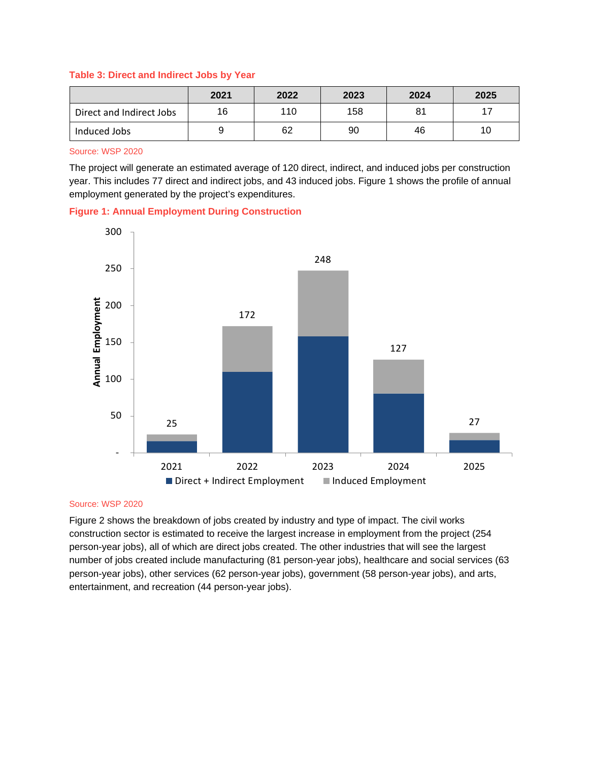**Table 3: Direct and Indirect Jobs by Year**

| | 2021 | 2022 | 2023 | 2024 | 2025 |
|---|---|---|---|---|---|
| Direct and Indirect Jobs | 16 | 110 | 158 | 81 | 17 |
| Induced Jobs | 9 | 62 | 90 | 46 | 10 |

Source: WSP 2020

The project will generate an estimated average of 120 direct, indirect, and induced jobs per construction year. This includes 77 direct and indirect jobs, and 43 induced jobs. Figure 1 shows the profile of annual employment generated by the project's expenditures.

**Figure 1: Annual Employment During Construction**

Source: WSP 2020

Figure 2 shows the breakdown of jobs created by industry and type of impact. The civil works construction sector is estimated to receive the largest increase in employment from the project (254 person-year jobs), all of which are direct jobs created. The other industries that will see the largest number of jobs created include manufacturing (81 person-year jobs), healthcare and social services (63 person-year jobs), other services (62 person-year jobs), government (58 person-year jobs), and arts, entertainment, and recreation (44 person-year jobs).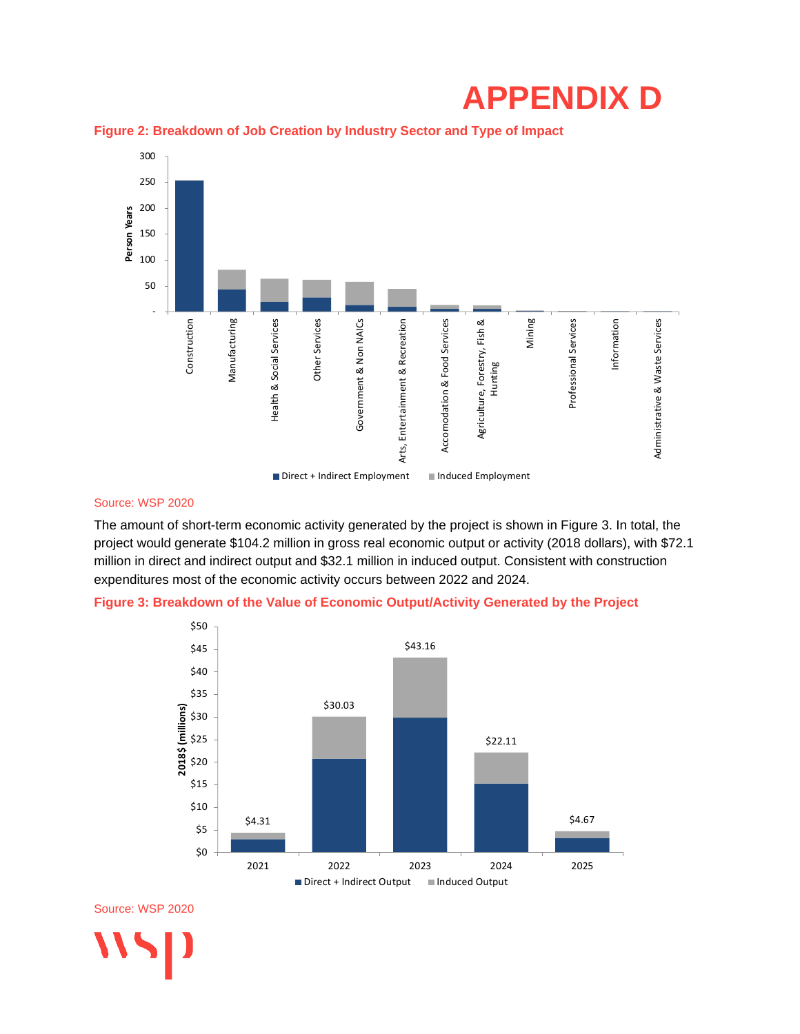# APPENDIX D

**Figure 2: Breakdown of Job Creation by Industry Sector and Type of Impact**

300
250
200
150
100
50
-

Person Years

Construction
Manufacturing
Health & Social Services
Other Services
Government & Non NAICs
Arts, Entertainment & Recreation
Accomodation & Food Services
Agriculture, Forestry, Fish & Hunting
Mining
Professional Services
Information
Administrative & Waste Services

Direct + Indirect Employment
Induced Employment

Source: WSP 2020

The amount of short-term economic activity generated by the project is shown in Figure 3. In total, the project would generate $104.2 million in gross real economic output or activity (2018 dollars), with $72.1 million in direct and indirect output and $32.1 million in induced output. Consistent with construction expenditures most of the economic activity occurs between 2022 and 2024.

**Figure 3: Breakdown of the Value of Economic Output/Activity Generated by the Project**

$50
$45
$40
$35
$30
$25
$20
$15
$10
$5
$0

2018$ (millions)

$4.31
$30.03
$43.16
$22.11
$4.67

2021
2022
2023
2024
2025

Direct + Indirect Output
Induced Output

Source: WSP 2020